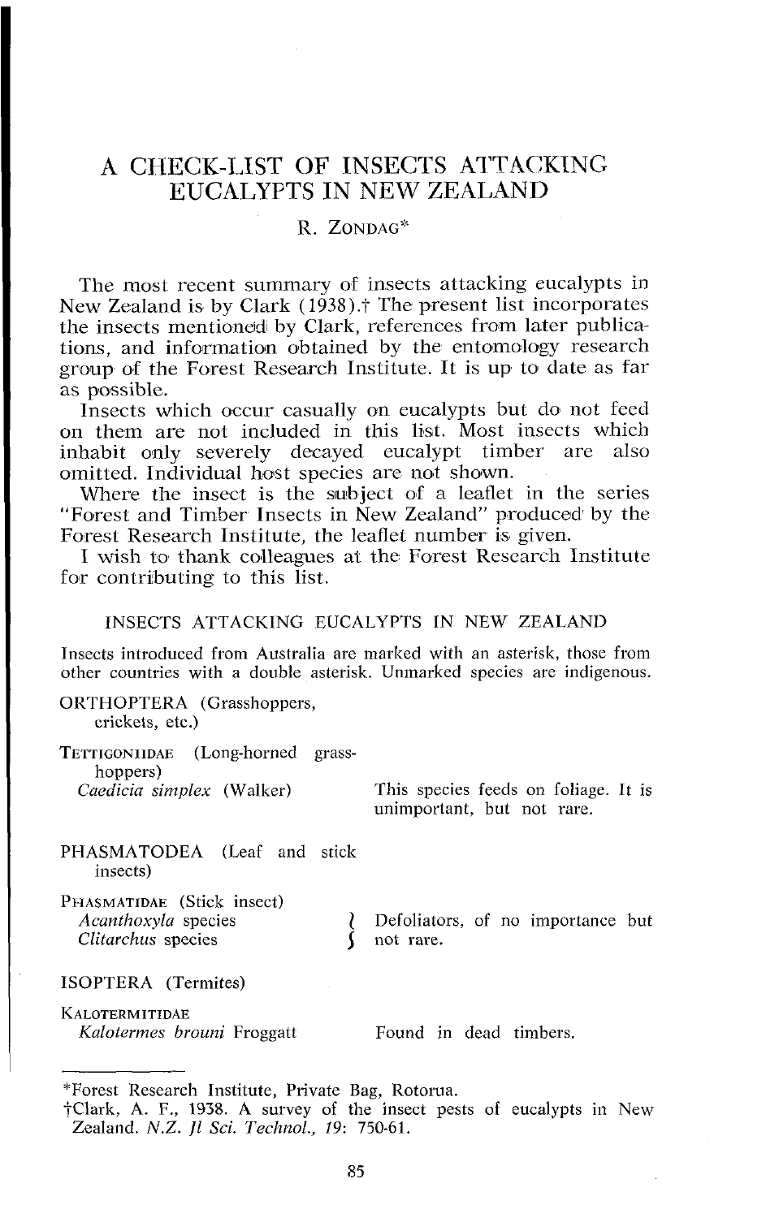# A CHECK-LIST OF INSECTS ATTACKING EUCALYPTS IN NEW ZEALAND

R. ZONDAG*

The most recent summary of insects attacking eucalypts in New Zealand is by Clark (1938).† The present list incorporates the insects mentioned by Clark, references from later publications, and information obtained by the entomology research group of the Forest Research Institute. It is up to date as far as possible.

Insects which occur casually on eucalypts but do not feed on them are not included in this list. Most insects which inhabit only severely decayed eucalypt timber are also omitted. Individual host species are not shown.

Where the insect is the subject of a leaflet in the series "Forest and Timber Insects in New Zealand" produced by the Forest Research Institute, the leaflet number is given.

I wish to thank colleagues at the Forest Research Institute for contributing to this list.

## INSECTS ATTACKING EUCALYPTS IN NEW ZEALAND

Insects introduced from Australia are marked with an asterisk, those from other countries with a double asterisk. Unmarked species are indigenous.

| | |
|---|---|
| ORTHOPTERA (Grasshoppers, crickets, etc.) | |
| TETTIGONIIDAE (Long-horned grasshoppers) | |
| *Caedicia simplex* (Walker) | This species feeds on foliage. It is unimportant, but not rare. |
| PHASMATODEA (Leaf and stick insects) | |
| PHASMATIDAE (Stick insect) | |
| *Acanthoxyla* species<br>*Clitarchus* species | Defoliators, of no importance but not rare. |
| ISOPTERA (Termites) | |
| KALOTERMITIDAE | |
| *Kalotermes brouni* Froggatt | Found in dead timbers. |

*Forest Research Institute, Private Bag, Rotorua.

†Clark, A. F., 1938. A survey of the insect pests of eucalypts in New Zealand. *N.Z. Jl Sci. Technol.*, *19*: 750-61.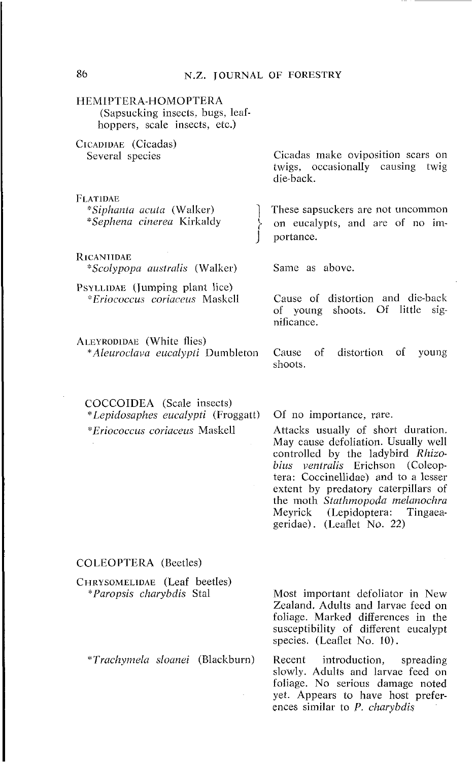HEMIPTERA-HOMOPTERA
(Sapsucking insects, bugs, leaf-hoppers, scale insects, etc.)

| | |
|---|---|
| CICADIDAE (Cicadas) | |
| Several species | Cicadas make oviposition scars on twigs, occasionally causing twig die-back. |
| FLATIDAE | |
| **Siphanta acuta* (Walker)<br>**Sephena cinerea* Kirkaldy | These sapsuckers are not uncommon on eucalypts, and are of no importance. |
| RICANIIDAE | |
| **Scolypopa australis* (Walker) | Same as above. |
| PSYLLIDAE (Jumping plant lice) | |
| **Eriococcus coriaceus* Maskell | Cause of distortion and die-back of young shoots. Of little significance. |
| ALEYRODIDAE (White flies) | |
| **Aleuroclava eucalypti* Dumbleton | Cause of distortion of young shoots. |

COCCOIDEA (Scale insects)

| | |
|---|---|
| **Lepidosaphes eucalypti* (Froggatt) | Of no importance, rare. |
| **Eriococcus coriaceus* Maskell | Attacks usually of short duration. May cause defoliation. Usually well controlled by the ladybird *Rhizobius ventralis* Erichson (Coleoptera: Coccinellidae) and to a lesser extent by predatory caterpillars of the moth *Stathmopoda melanochra* Meyrick (Lepidoptera: Tingaeageridae). (Leaflet No. 22) |

COLEOPTERA (Beetles)

| | |
|---|---|
| CHRYSOMELIDAE (Leaf beetles) | |
| **Paropsis charybdis* Stal | Most important defoliator in New Zealand. Adults and larvae feed on foliage. Marked differences in the susceptibility of different eucalypt species. (Leaflet No. 10). |
| **Trachymela sloanei* (Blackburn) | Recent introduction, spreading slowly. Adults and larvae feed on foliage. No serious damage noted yet. Appears to have host preferences similar to *P. charybdis* |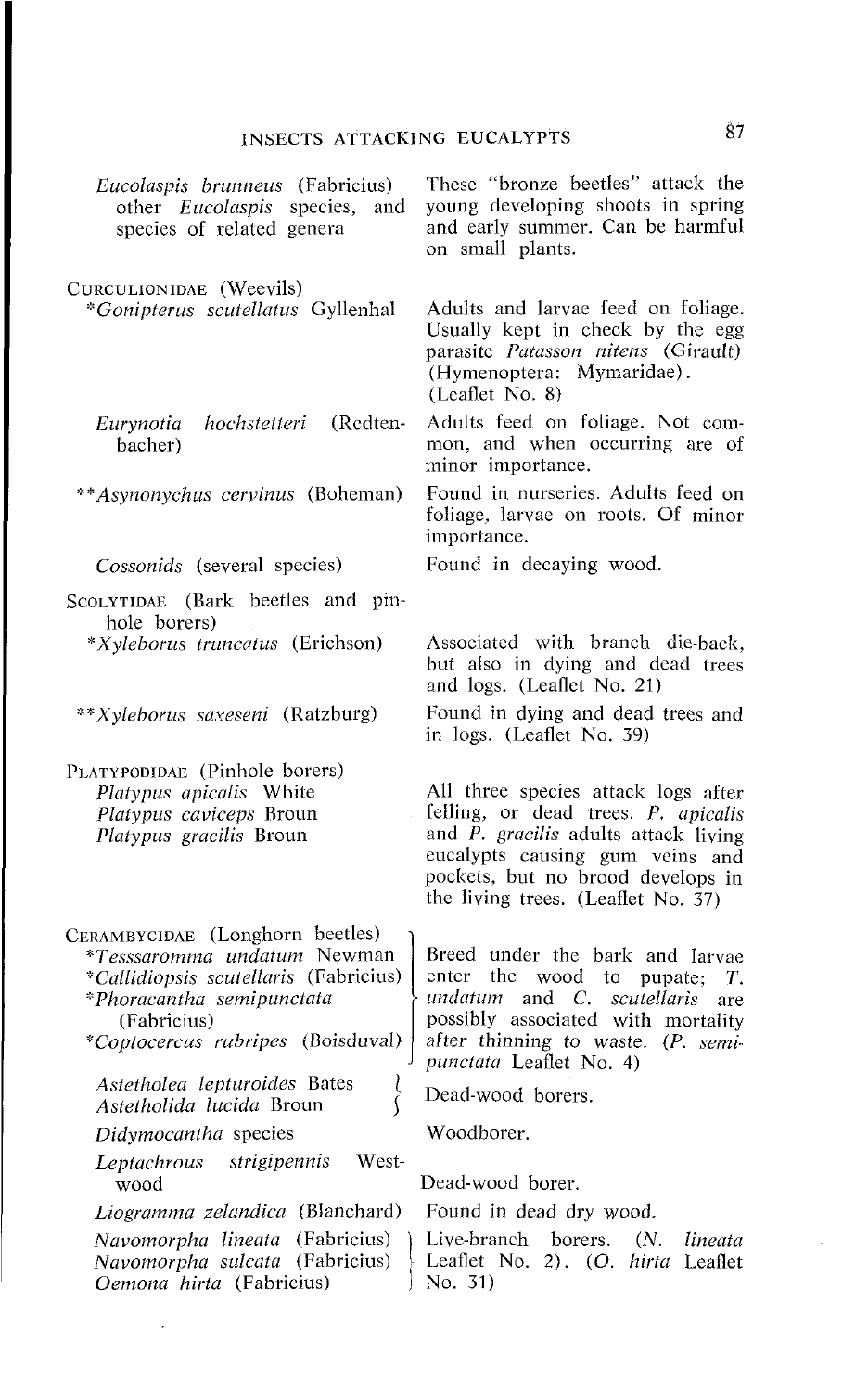| | |
|---|---|
| *Eucolaspis brunneus* (Fabricius) other *Eucolaspis* species, and species of related genera | These "bronze beetles" attack the young developing shoots in spring and early summer. Can be harmful on small plants. |
| CURCULIONIDAE (Weevils) | |
| \**Gonipterus scutellatus* Gyllenhal | Adults and larvae feed on foliage. Usually kept in check by the egg parasite *Patasson nitens* (Girault) (Hymenoptera: Mymaridae). (Leaflet No. 8) |
| *Eurynotia hochstetteri* (Redtenbacher) | Adults feed on foliage. Not common, and when occurring are of minor importance. |
| \*\**Asynonychus cervinus* (Boheman) | Found in nurseries. Adults feed on foliage, larvae on roots. Of minor importance. |
| *Cossonids* (several species) | Found in decaying wood. |
| SCOLYTIDAE (Bark beetles and pinhole borers) | |
| \**Xyleborus truncatus* (Erichson) | Associated with branch die-back, but also in dying and dead trees and logs. (Leaflet No. 21) |
| \*\**Xyleborus saxeseni* (Ratzburg) | Found in dying and dead trees and in logs. (Leaflet No. 39) |
| PLATYPODIDAE (Pinhole borers) | |
| *Platypus apicalis* White<br>*Platypus caviceps* Broun<br>*Platypus gracilis* Broun | All three species attack logs after felling, or dead trees. *P. apicalis* and *P. gracilis* adults attack living eucalypts causing gum veins and pockets, but no brood develops in the living trees. (Leaflet No. 37) |
| CERAMBYCIDAE (Longhorn beetles) | |
| \**Tesssaromma undatum* Newman<br>\**Callidiopsis scutellaris* (Fabricius)<br>\**Phoracantha semipunctata* (Fabricius)<br>\**Coptocercus rubripes* (Boisduval) | Breed under the bark and larvae enter the wood to pupate; *T. undatum* and *C. scutellaris* are possibly associated with mortality after thinning to waste. (*P. semipunctata* Leaflet No. 4) |
| *Astetholea lepturoides* Bates<br>*Astetholida lucida* Broun | Dead-wood borers. |
| *Didymocantha* species | Woodborer. |
| *Leptachrous strigipennis* Westwood | Dead-wood borer. |
| *Liogramma zelandica* (Blanchard) | Found in dead dry wood. |
| *Navomorpha lineata* (Fabricius)<br>*Navomorpha sulcata* (Fabricius)<br>*Oemona hirta* (Fabricius) | Live-branch borers. (*N. lineata* Leaflet No. 2). (*O. hirta* Leaflet No. 31) |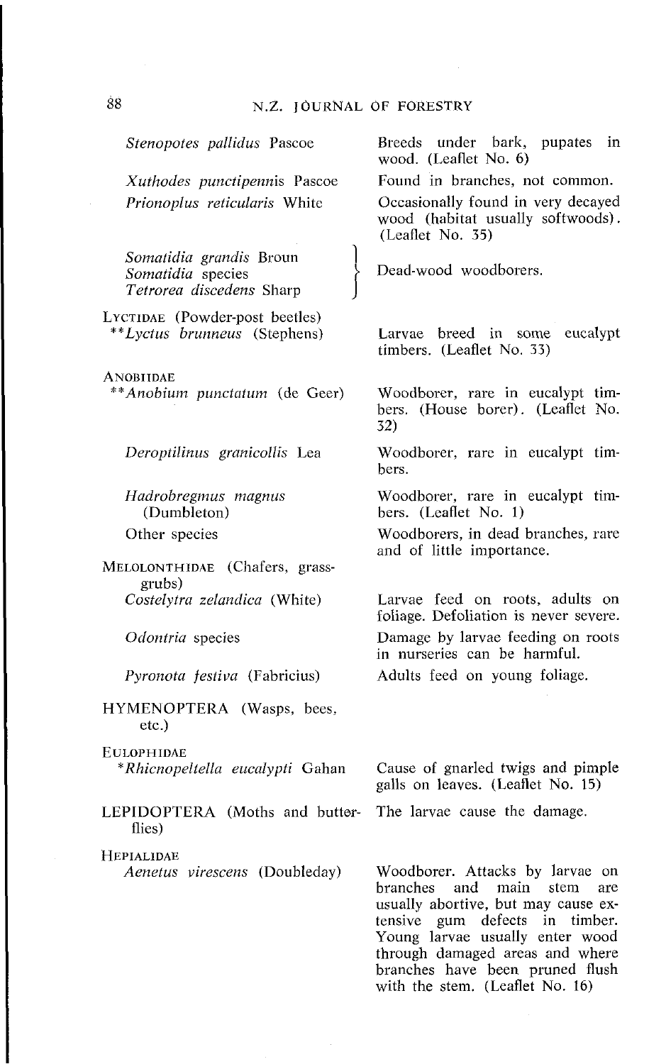| | |
|---|---|
| *Stenopotes pallidus* Pascoe | Breeds under bark, pupates in wood. (Leaflet No. 6) |
| *Xuthodes punctipennis* Pascoe | Found in branches, not common. |
| *Prionoplus reticularis* White | Occasionally found in very decayed wood (habitat usually softwoods). (Leaflet No. 35) |
| *Somatidia grandis* Broun<br>*Somatidia* species<br>*Tetrorea discedens* Sharp | Dead-wood woodborers. |
| LYCTIDAE (Powder-post beetles) | |
| \*\**Lyctus brunneus* (Stephens) | Larvae breed in some eucalypt timbers. (Leaflet No. 33) |
| ANOBIIDAE | |
| \*\**Anobium punctatum* (de Geer) | Woodborer, rare in eucalypt timbers. (House borer). (Leaflet No. 32) |
| *Deroptilinus granicollis* Lea | Woodborer, rare in eucalypt timbers. |
| *Hadrobregmus magnus* (Dumbleton) | Woodborer, rare in eucalypt timbers. (Leaflet No. 1) |
| Other species | Woodborers, in dead branches, rare and of little importance. |
| MELOLONTHIDAE (Chafers, grass-grubs) | |
| *Costelytra zelandica* (White) | Larvae feed on roots, adults on foliage. Defoliation is never severe. |
| *Odontria* species | Damage by larvae feeding on roots in nurseries can be harmful. |
| *Pyronota festiva* (Fabricius) | Adults feed on young foliage. |
| HYMENOPTERA (Wasps, bees, etc.) | |
| EULOPHIDAE | |
| \**Rhicnopeltella eucalypti* Gahan | Cause of gnarled twigs and pimple galls on leaves. (Leaflet No. 15) |
| LEPIDOPTERA (Moths and butterflies) | The larvae cause the damage. |
| HEPIALIDAE | |
| *Aenetus virescens* (Doubleday) | Woodborer. Attacks by larvae on branches and main stem are usually abortive, but may cause extensive gum defects in timber. Young larvae usually enter wood through damaged areas and where branches have been pruned flush with the stem. (Leaflet No. 16) |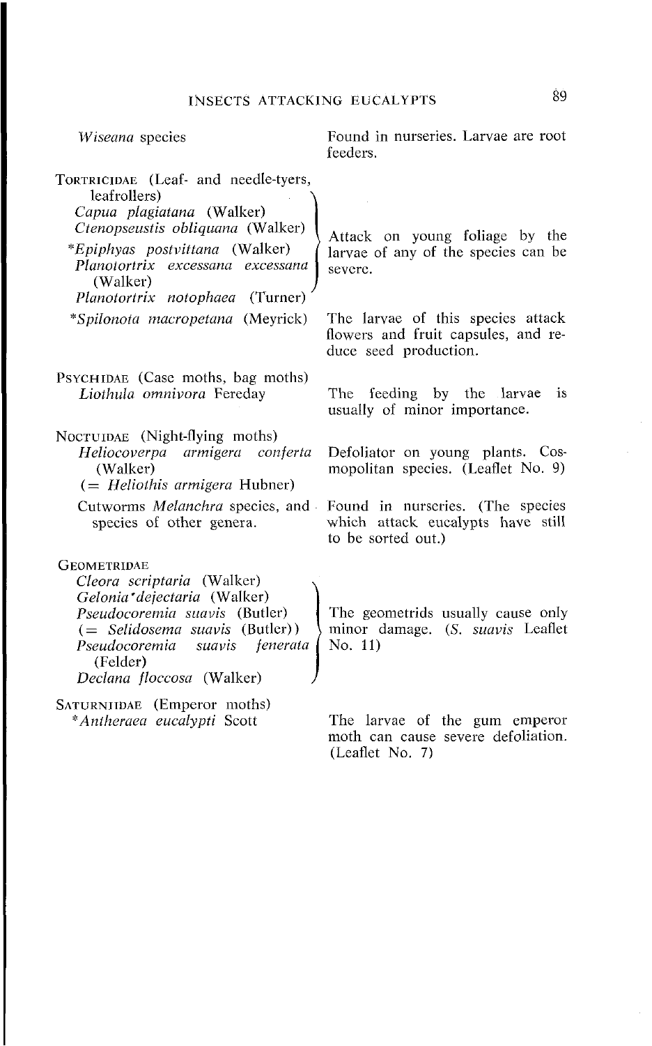| | |
|---|---|
| *Wiseana* species | Found in nurseries. Larvae are root feeders. |
| TORTRICIDAE (Leaf- and needle-tyers, leafrollers) | |
| *Capua plagiatana* (Walker)<br>*Ctenopseustis obliquana* (Walker)<br>**Epiphyas postvittana* (Walker)<br>*Planotortrix excessana excessana* (Walker)<br>*Planotortrix notophaea* (Turner) | Attack on young foliage by the larvae of any of the species can be severe. |
| **Spilonota macropetana* (Meyrick) | The larvae of this species attack flowers and fruit capsules, and reduce seed production. |
| PSYCHIDAE (Case moths, bag moths) | |
| *Liothula omnivora* Fereday | The feeding by the larvae is usually of minor importance. |
| NOCTUIDAE (Night-flying moths) | |
| *Heliocoverpa armigera conferta* (Walker)<br>(= *Heliothis armigera* Hubner) | Defoliator on young plants. Cosmopolitan species. (Leaflet No. 9) |
| Cutworms *Melanchra* species, and species of other genera. | Found in nurseries. (The species which attack eucalypts have still to be sorted out.) |
| GEOMETRIDAE | |
| *Cleora scriptaria* (Walker)<br>*Gelonia dejectaria* (Walker)<br>*Pseudocoremia suavis* (Butler)<br>(= *Selidosema suavis* (Butler))<br>*Pseudocoremia suavis fenerata* (Felder)<br>*Declana floccosa* (Walker) | The geometrids usually cause only minor damage. (*S. suavis* Leaflet No. 11) |
| SATURNIIDAE (Emperor moths) | |
| **Antheraea eucalypti* Scott | The larvae of the gum emperor moth can cause severe defoliation. (Leaflet No. 7) |